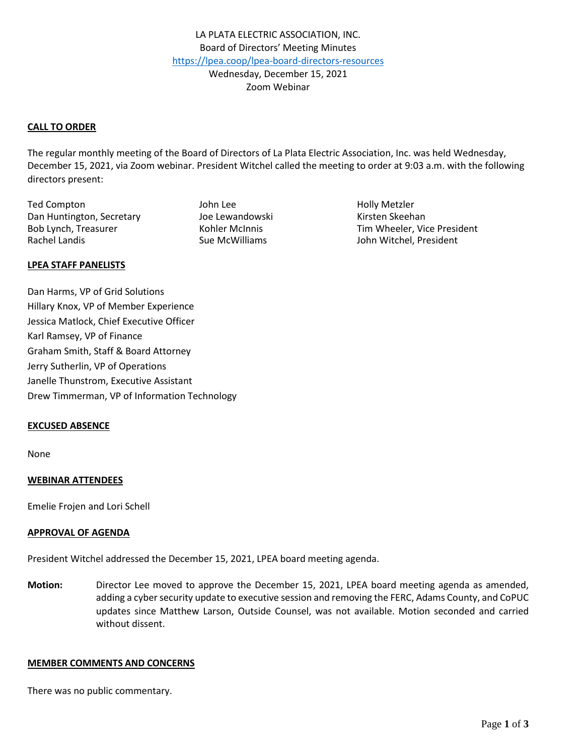LA PLATA ELECTRIC ASSOCIATION, INC.
Board of Directors' Meeting Minutes
https://lpea.coop/lpea-board-directors-resources
Wednesday, December 15, 2021
Zoom Webinar

## CALL TO ORDER

The regular monthly meeting of the Board of Directors of La Plata Electric Association, Inc. was held Wednesday, December 15, 2021, via Zoom webinar. President Witchel called the meeting to order at 9:03 a.m. with the following directors present:

Ted Compton
Dan Huntington, Secretary
Bob Lynch, Treasurer
Rachel Landis
John Lee
Joe Lewandowski
Kohler McInnis
Sue McWilliams
Holly Metzler
Kirsten Skeehan
Tim Wheeler, Vice President
John Witchel, President

## LPEA STAFF PANELISTS

Dan Harms, VP of Grid Solutions
Hillary Knox, VP of Member Experience
Jessica Matlock, Chief Executive Officer
Karl Ramsey, VP of Finance
Graham Smith, Staff & Board Attorney
Jerry Sutherlin, VP of Operations
Janelle Thunstrom, Executive Assistant
Drew Timmerman, VP of Information Technology

## EXCUSED ABSENCE

None

## WEBINAR ATTENDEES

Emelie Frojen and Lori Schell

## APPROVAL OF AGENDA

President Witchel addressed the December 15, 2021, LPEA board meeting agenda.

**Motion:** Director Lee moved to approve the December 15, 2021, LPEA board meeting agenda as amended, adding a cyber security update to executive session and removing the FERC, Adams County, and CoPUC updates since Matthew Larson, Outside Counsel, was not available. Motion seconded and carried without dissent.

## MEMBER COMMENTS AND CONCERNS

There was no public commentary.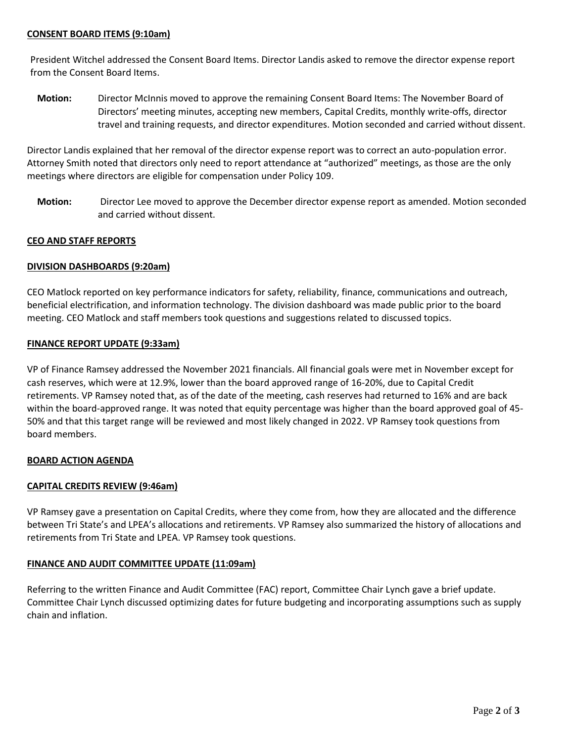**CONSENT BOARD ITEMS (9:10am)**

President Witchel addressed the Consent Board Items. Director Landis asked to remove the director expense report from the Consent Board Items.

**Motion:** Director McInnis moved to approve the remaining Consent Board Items: The November Board of Directors' meeting minutes, accepting new members, Capital Credits, monthly write-offs, director travel and training requests, and director expenditures. Motion seconded and carried without dissent.

Director Landis explained that her removal of the director expense report was to correct an auto-population error. Attorney Smith noted that directors only need to report attendance at "authorized" meetings, as those are the only meetings where directors are eligible for compensation under Policy 109.

**Motion:** Director Lee moved to approve the December director expense report as amended. Motion seconded and carried without dissent.

**CEO AND STAFF REPORTS**

**DIVISION DASHBOARDS (9:20am)**

CEO Matlock reported on key performance indicators for safety, reliability, finance, communications and outreach, beneficial electrification, and information technology. The division dashboard was made public prior to the board meeting. CEO Matlock and staff members took questions and suggestions related to discussed topics.

**FINANCE REPORT UPDATE (9:33am)**

VP of Finance Ramsey addressed the November 2021 financials. All financial goals were met in November except for cash reserves, which were at 12.9%, lower than the board approved range of 16-20%, due to Capital Credit retirements. VP Ramsey noted that, as of the date of the meeting, cash reserves had returned to 16% and are back within the board-approved range. It was noted that equity percentage was higher than the board approved goal of 45-50% and that this target range will be reviewed and most likely changed in 2022. VP Ramsey took questions from board members.

**BOARD ACTION AGENDA**

**CAPITAL CREDITS REVIEW (9:46am)**

VP Ramsey gave a presentation on Capital Credits, where they come from, how they are allocated and the difference between Tri State's and LPEA's allocations and retirements. VP Ramsey also summarized the history of allocations and retirements from Tri State and LPEA. VP Ramsey took questions.

**FINANCE AND AUDIT COMMITTEE UPDATE (11:09am)**

Referring to the written Finance and Audit Committee (FAC) report, Committee Chair Lynch gave a brief update. Committee Chair Lynch discussed optimizing dates for future budgeting and incorporating assumptions such as supply chain and inflation.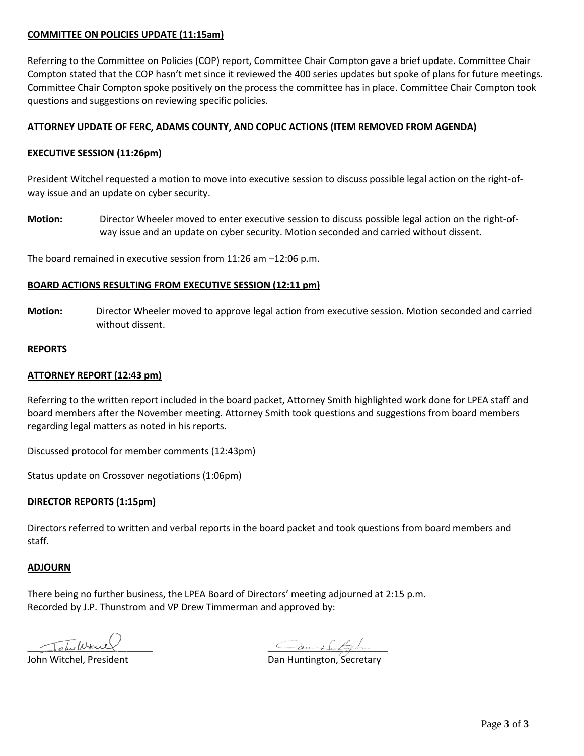**COMMITTEE ON POLICIES UPDATE (11:15am)**

Referring to the Committee on Policies (COP) report, Committee Chair Compton gave a brief update. Committee Chair Compton stated that the COP hasn't met since it reviewed the 400 series updates but spoke of plans for future meetings. Committee Chair Compton spoke positively on the process the committee has in place. Committee Chair Compton took questions and suggestions on reviewing specific policies.

**ATTORNEY UPDATE OF FERC, ADAMS COUNTY, AND COPUC ACTIONS (ITEM REMOVED FROM AGENDA)**

**EXECUTIVE SESSION (11:26pm)**

President Witchel requested a motion to move into executive session to discuss possible legal action on the right-of-way issue and an update on cyber security.

**Motion:** Director Wheeler moved to enter executive session to discuss possible legal action on the right-of-way issue and an update on cyber security. Motion seconded and carried without dissent.

The board remained in executive session from 11:26 am –12:06 p.m.

**BOARD ACTIONS RESULTING FROM EXECUTIVE SESSION (12:11 pm)**

**Motion:** Director Wheeler moved to approve legal action from executive session. Motion seconded and carried without dissent.

**REPORTS**

**ATTORNEY REPORT (12:43 pm)**

Referring to the written report included in the board packet, Attorney Smith highlighted work done for LPEA staff and board members after the November meeting. Attorney Smith took questions and suggestions from board members regarding legal matters as noted in his reports.

Discussed protocol for member comments (12:43pm)

Status update on Crossover negotiations (1:06pm)

**DIRECTOR REPORTS (1:15pm)**

Directors referred to written and verbal reports in the board packet and took questions from board members and staff.

**ADJOURN**

There being no further business, the LPEA Board of Directors' meeting adjourned at 2:15 p.m.
Recorded by J.P. Thunstrom and VP Drew Timmerman and approved by:

John Witchel, President

Dan Huntington, Secretary